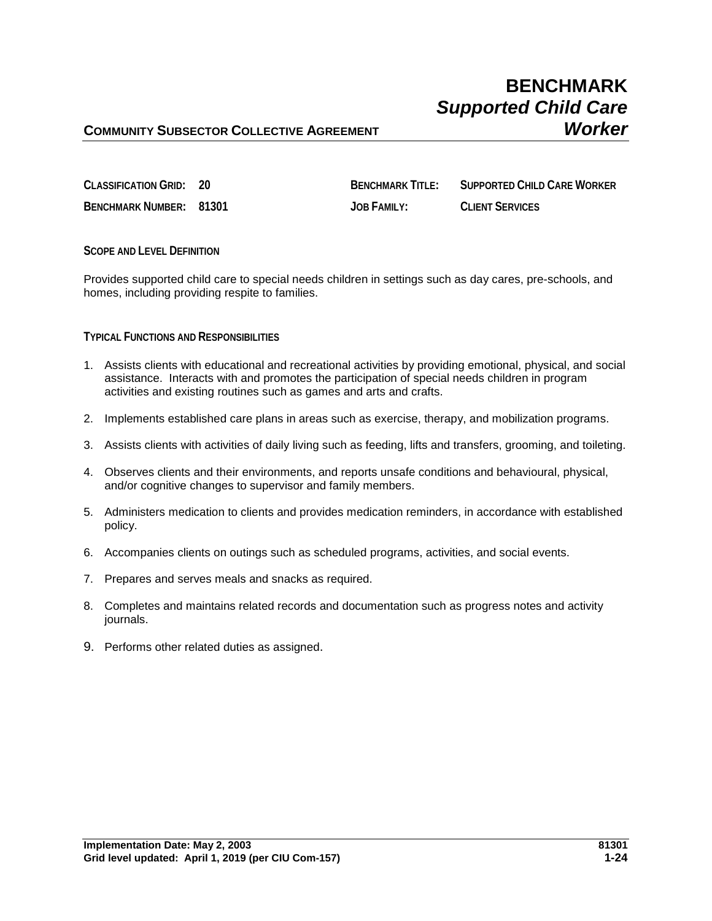# BENCHMARK
## *Supported Child Care Worker*

**COMMUNITY SUBSECTOR COLLECTIVE AGREEMENT**

| | | | |
|---|---|---|---|
| **CLASSIFICATION GRID:** | **20** | **BENCHMARK TITLE:** | **SUPPORTED CHILD CARE WORKER** |
| **BENCHMARK NUMBER:** | **81301** | **JOB FAMILY:** | **CLIENT SERVICES** |

### SCOPE AND LEVEL DEFINITION

Provides supported child care to special needs children in settings such as day cares, pre-schools, and homes, including providing respite to families.

### TYPICAL FUNCTIONS AND RESPONSIBILITIES

1. Assists clients with educational and recreational activities by providing emotional, physical, and social assistance. Interacts with and promotes the participation of special needs children in program activities and existing routines such as games and arts and crafts.

2. Implements established care plans in areas such as exercise, therapy, and mobilization programs.

3. Assists clients with activities of daily living such as feeding, lifts and transfers, grooming, and toileting.

4. Observes clients and their environments, and reports unsafe conditions and behavioural, physical, and/or cognitive changes to supervisor and family members.

5. Administers medication to clients and provides medication reminders, in accordance with established policy.

6. Accompanies clients on outings such as scheduled programs, activities, and social events.

7. Prepares and serves meals and snacks as required.

8. Completes and maintains related records and documentation such as progress notes and activity journals.

9. Performs other related duties as assigned.

**Implementation Date: May 2, 2003**
**Grid level updated: April 1, 2019 (per CIU Com-157)**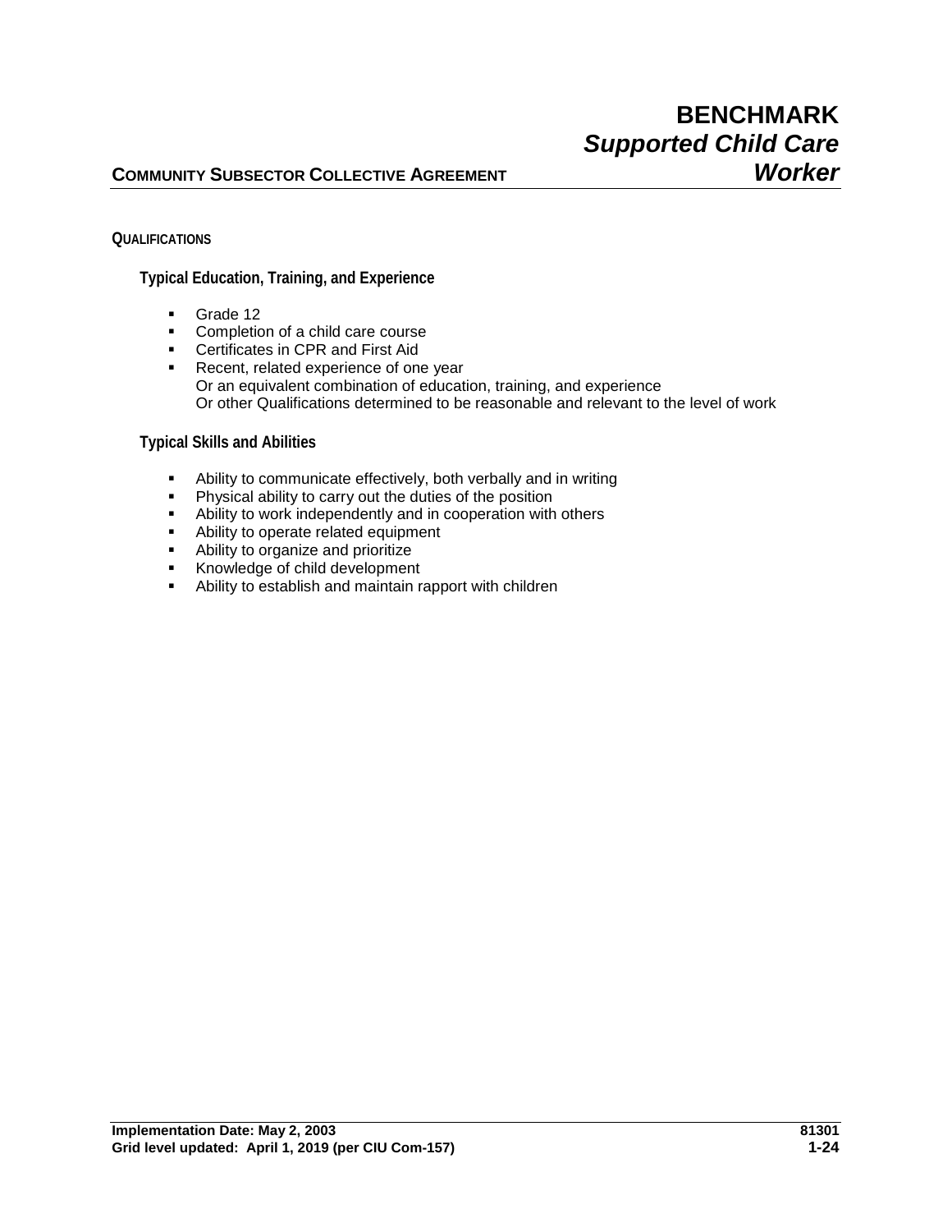## QUALIFICATIONS

### Typical Education, Training, and Experience

- Grade 12
- Completion of a child care course
- Certificates in CPR and First Aid
- Recent, related experience of one year
  Or an equivalent combination of education, training, and experience
  Or other Qualifications determined to be reasonable and relevant to the level of work

### Typical Skills and Abilities

- Ability to communicate effectively, both verbally and in writing
- Physical ability to carry out the duties of the position
- Ability to work independently and in cooperation with others
- Ability to operate related equipment
- Ability to organize and prioritize
- Knowledge of child development
- Ability to establish and maintain rapport with children